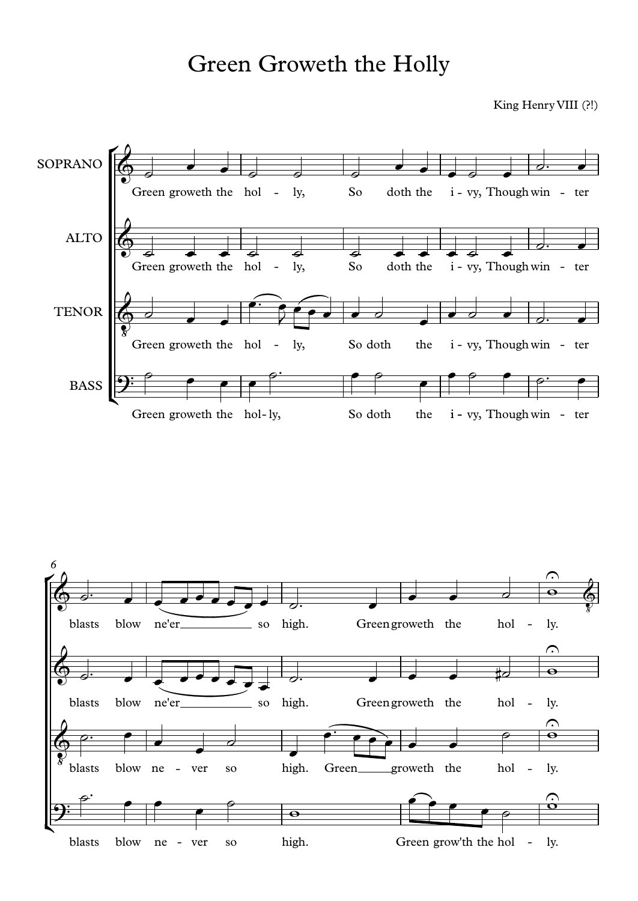# Green Groweth the Holly

King Henry VIII (?!)

SOPRANO
Green groweth the hol - ly, So doth the i - vy, Though win - ter blasts blow ne'er so high. Green groweth the hol - ly.

ALTO
Green groweth the hol - ly, So doth the i - vy, Though win - ter blasts blow ne'er so high. Green groweth the hol - ly.

TENOR
Green groweth the hol - ly, So doth the i - vy, Though win - ter blasts blow ne - ver so high. Green groweth the hol - ly.

BASS
Green groweth the hol- ly, So doth the i - vy, Though win - ter blasts blow ne - ver so high. Green grow'th the hol - ly.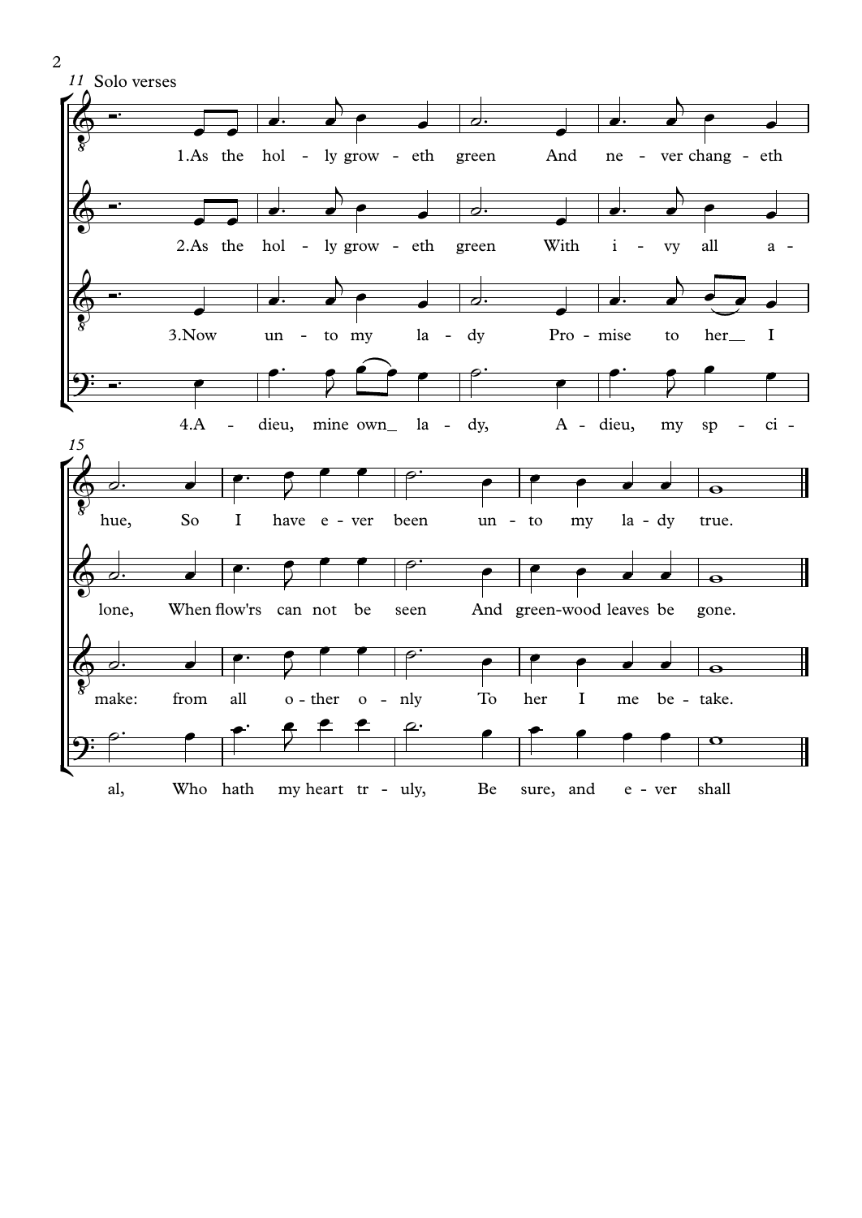Solo verses

1. As the hol - ly grow - eth green And ne - ver chang - eth hue, So I have e - ver been un - to my la - dy true.

2. As the hol - ly grow - eth green With i - vy all a - lone, When flow'rs can not be seen And green-wood leaves be gone.

3. Now un - to my la - dy Pro - mise to her I make: from all o - ther o - nly To her I me be - take.

4. A - dieu, mine own lady, A - dieu, my sp - ci - al, Who hath my heart tr - uly, Be sure, and e - ver shall